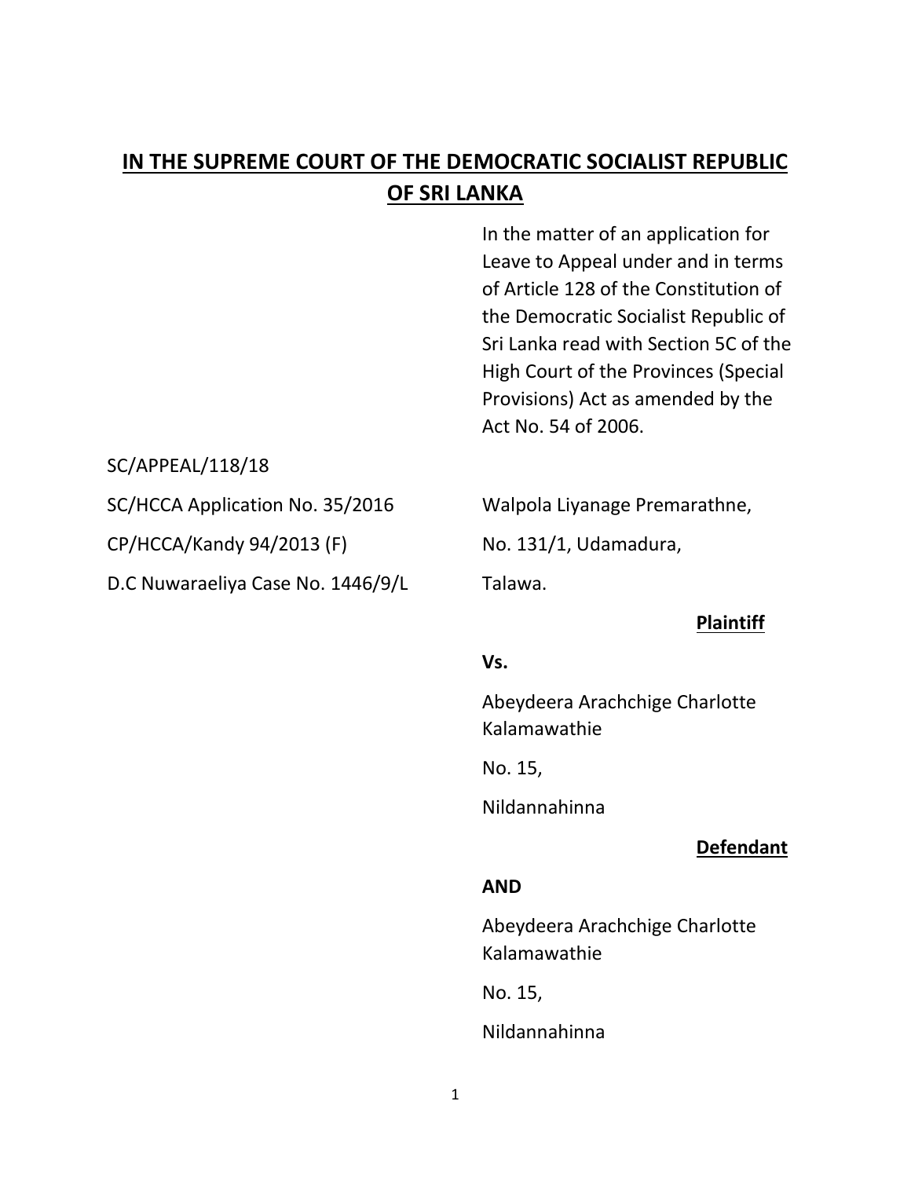# IN THE SUPREME COURT OF THE DEMOCRATIC SOCIALIST REPUBLIC OF SRI LANKA

In the matter of an application for Leave to Appeal under and in terms of Article 128 of the Constitution of the Democratic Socialist Republic of Sri Lanka read with Section 5C of the High Court of the Provinces (Special Provisions) Act as amended by the Act No. 54 of 2006.

SC/APPEAL/118/18

SC/HCCA Application No. 35/2016

CP/HCCA/Kandy 94/2013 (F)

D.C Nuwaraeliya Case No. 1446/9/L

Walpola Liyanage Premarathne,

No. 131/1, Udamadura,

Talawa.

**Plaintiff**

**Vs.**

Abeydeera Arachchige Charlotte Kalamawathie

No. 15,

Nildannahinna

**Defendant**

**AND**

Abeydeera Arachchige Charlotte Kalamawathie

No. 15,

Nildannahinna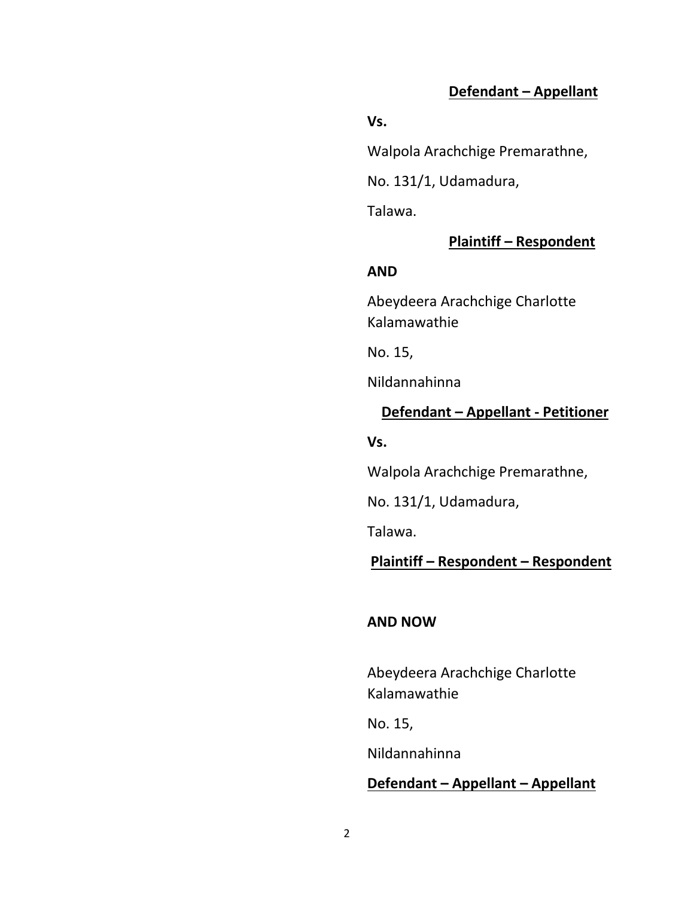**<u>Defendant – Appellant</u>**

**Vs.**

Walpola Arachchige Premarathne,

No. 131/1, Udamadura,

Talawa.

**<u>Plaintiff – Respondent</u>**

**AND**

Abeydeera Arachchige Charlotte Kalamawathie

No. 15,

Nildannahinna

**<u>Defendant – Appellant - Petitioner</u>**

**Vs.**

Walpola Arachchige Premarathne,

No. 131/1, Udamadura,

Talawa.

**<u>Plaintiff – Respondent – Respondent</u>**

**AND NOW**

Abeydeera Arachchige Charlotte Kalamawathie

No. 15,

Nildannahinna

**<u>Defendant – Appellant – Appellant</u>**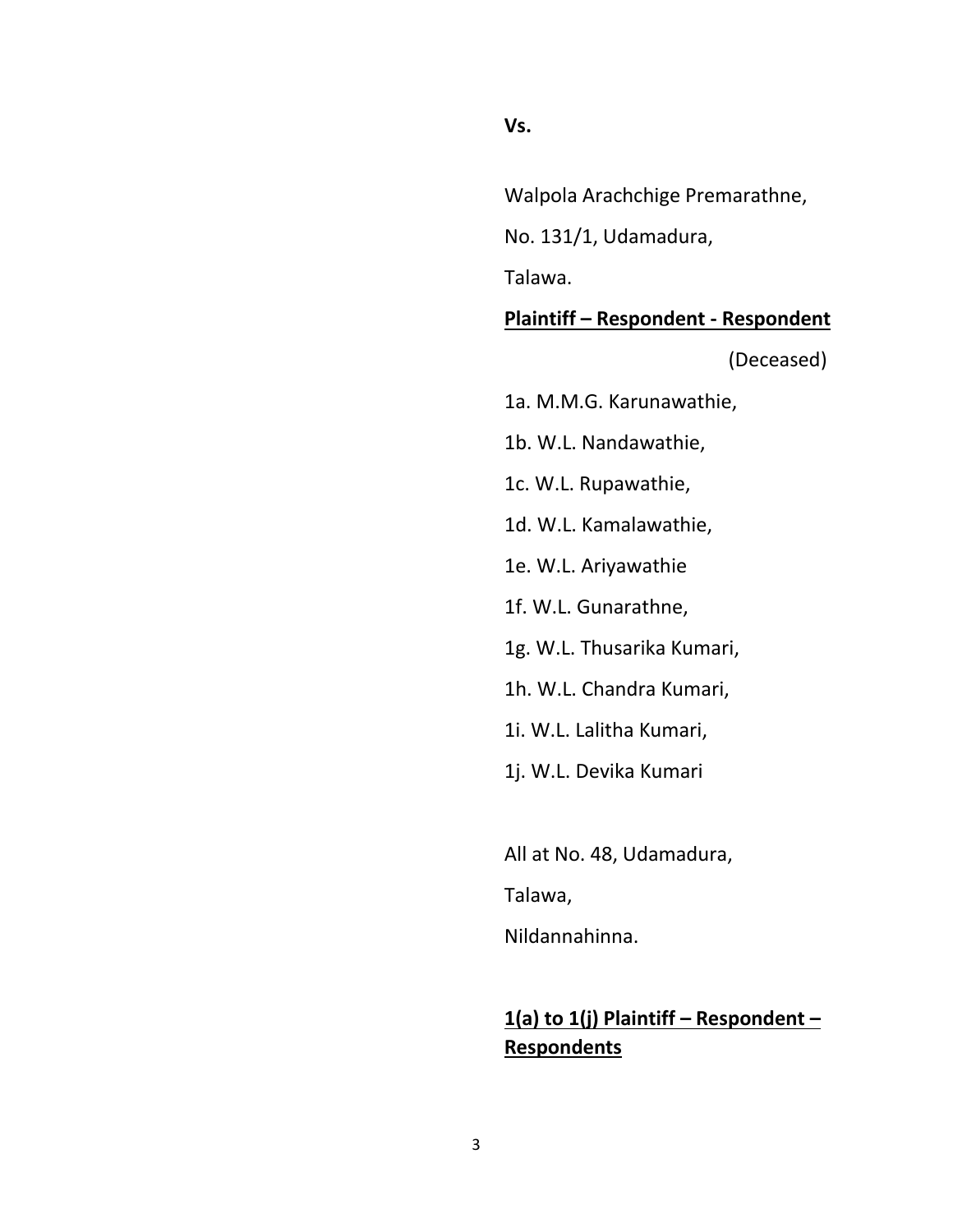**Vs.**

Walpola Arachchige Premarathne,

No. 131/1, Udamadura,

Talawa.

**Plaintiff – Respondent - Respondent**

(Deceased)

1a. M.M.G. Karunawathie,

1b. W.L. Nandawathie,

1c. W.L. Rupawathie,

1d. W.L. Kamalawathie,

1e. W.L. Ariyawathie

1f. W.L. Gunarathne,

1g. W.L. Thusarika Kumari,

1h. W.L. Chandra Kumari,

1i. W.L. Lalitha Kumari,

1j. W.L. Devika Kumari

All at No. 48, Udamadura,

Talawa,

Nildannahinna.

**1(a) to 1(j) Plaintiff – Respondent – Respondents**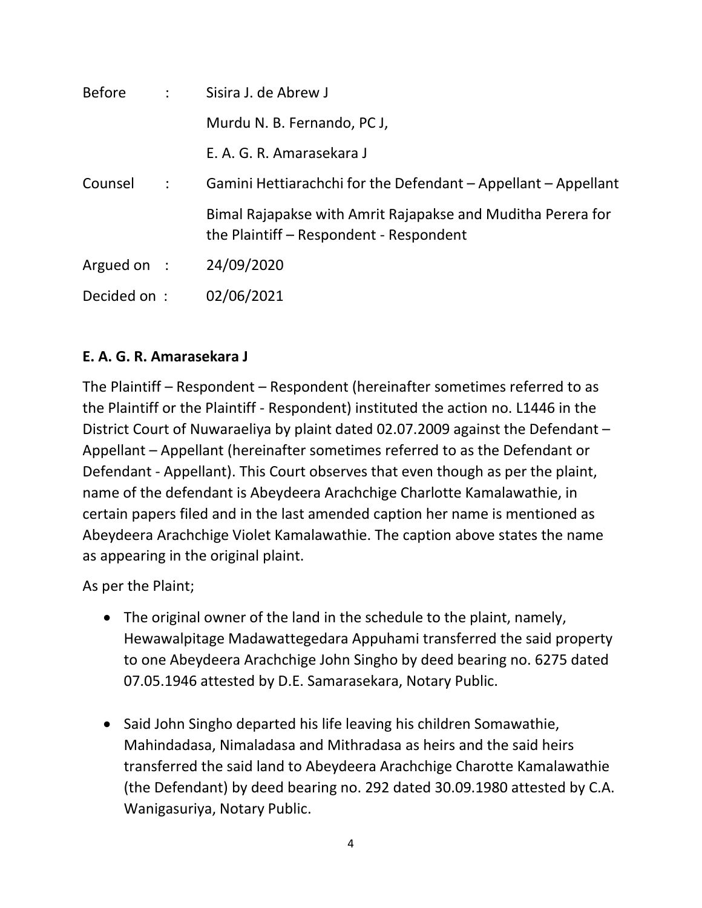| | | |
|---|---|---|
| Before | : | Sisira J. de Abrew J |
| | | Murdu N. B. Fernando, PC J, |
| | | E. A. G. R. Amarasekara J |
| Counsel | : | Gamini Hettiarachchi for the Defendant – Appellant – Appellant |
| | | Bimal Rajapakse with Amrit Rajapakse and Muditha Perera for the Plaintiff – Respondent - Respondent |
| Argued on | : | 24/09/2020 |
| Decided on | : | 02/06/2021 |

**E. A. G. R. Amarasekara J**

The Plaintiff – Respondent – Respondent (hereinafter sometimes referred to as the Plaintiff or the Plaintiff - Respondent) instituted the action no. L1446 in the District Court of Nuwaraeliya by plaint dated 02.07.2009 against the Defendant – Appellant – Appellant (hereinafter sometimes referred to as the Defendant or Defendant - Appellant). This Court observes that even though as per the plaint, name of the defendant is Abeydeera Arachchige Charlotte Kamalawathie, in certain papers filed and in the last amended caption her name is mentioned as Abeydeera Arachchige Violet Kamalawathie. The caption above states the name as appearing in the original plaint.

As per the Plaint;

- The original owner of the land in the schedule to the plaint, namely, Hewawalpitage Madawattegedara Appuhami transferred the said property to one Abeydeera Arachchige John Singho by deed bearing no. 6275 dated 07.05.1946 attested by D.E. Samarasekara, Notary Public.

- Said John Singho departed his life leaving his children Somawathie, Mahindadasa, Nimaladasa and Mithradasa as heirs and the said heirs transferred the said land to Abeydeera Arachchige Charotte Kamalawathie (the Defendant) by deed bearing no. 292 dated 30.09.1980 attested by C.A. Wanigasuriya, Notary Public.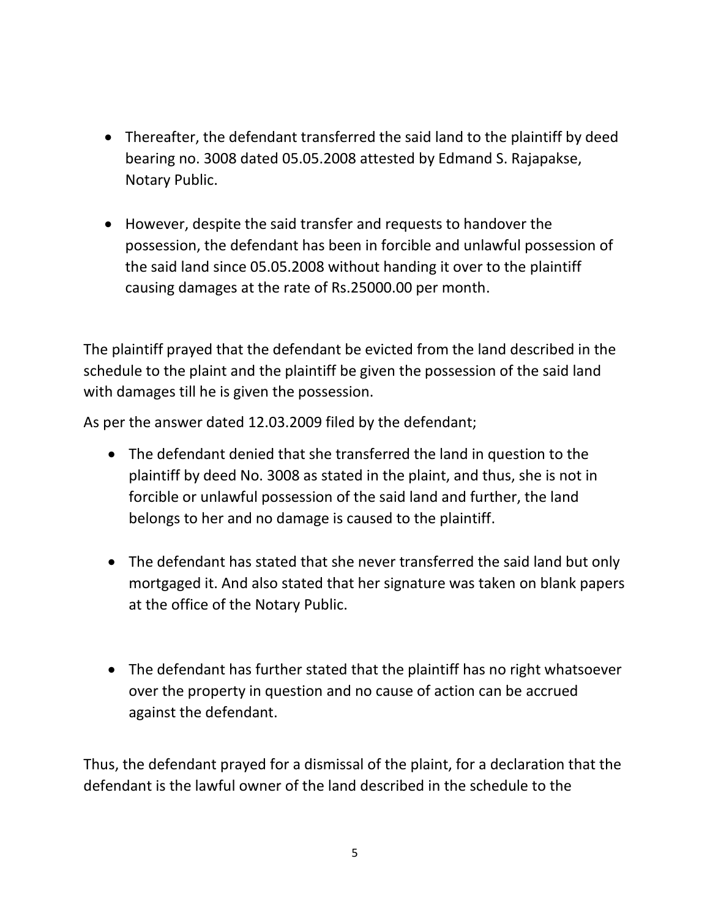- Thereafter, the defendant transferred the said land to the plaintiff by deed bearing no. 3008 dated 05.05.2008 attested by Edmand S. Rajapakse, Notary Public.

- However, despite the said transfer and requests to handover the possession, the defendant has been in forcible and unlawful possession of the said land since 05.05.2008 without handing it over to the plaintiff causing damages at the rate of Rs.25000.00 per month.

The plaintiff prayed that the defendant be evicted from the land described in the schedule to the plaint and the plaintiff be given the possession of the said land with damages till he is given the possession.

As per the answer dated 12.03.2009 filed by the defendant;

- The defendant denied that she transferred the land in question to the plaintiff by deed No. 3008 as stated in the plaint, and thus, she is not in forcible or unlawful possession of the said land and further, the land belongs to her and no damage is caused to the plaintiff.

- The defendant has stated that she never transferred the said land but only mortgaged it. And also stated that her signature was taken on blank papers at the office of the Notary Public.

- The defendant has further stated that the plaintiff has no right whatsoever over the property in question and no cause of action can be accrued against the defendant.

Thus, the defendant prayed for a dismissal of the plaint, for a declaration that the defendant is the lawful owner of the land described in the schedule to the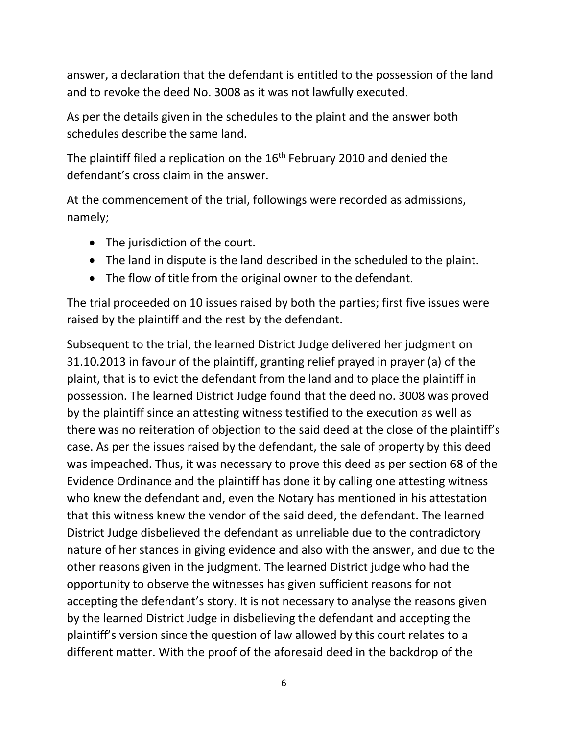answer, a declaration that the defendant is entitled to the possession of the land and to revoke the deed No. 3008 as it was not lawfully executed.

As per the details given in the schedules to the plaint and the answer both schedules describe the same land.

The plaintiff filed a replication on the 16th February 2010 and denied the defendant's cross claim in the answer.

At the commencement of the trial, followings were recorded as admissions, namely;

- The jurisdiction of the court.
- The land in dispute is the land described in the scheduled to the plaint.
- The flow of title from the original owner to the defendant.

The trial proceeded on 10 issues raised by both the parties; first five issues were raised by the plaintiff and the rest by the defendant.

Subsequent to the trial, the learned District Judge delivered her judgment on 31.10.2013 in favour of the plaintiff, granting relief prayed in prayer (a) of the plaint, that is to evict the defendant from the land and to place the plaintiff in possession. The learned District Judge found that the deed no. 3008 was proved by the plaintiff since an attesting witness testified to the execution as well as there was no reiteration of objection to the said deed at the close of the plaintiff's case. As per the issues raised by the defendant, the sale of property by this deed was impeached. Thus, it was necessary to prove this deed as per section 68 of the Evidence Ordinance and the plaintiff has done it by calling one attesting witness who knew the defendant and, even the Notary has mentioned in his attestation that this witness knew the vendor of the said deed, the defendant. The learned District Judge disbelieved the defendant as unreliable due to the contradictory nature of her stances in giving evidence and also with the answer, and due to the other reasons given in the judgment. The learned District judge who had the opportunity to observe the witnesses has given sufficient reasons for not accepting the defendant's story. It is not necessary to analyse the reasons given by the learned District Judge in disbelieving the defendant and accepting the plaintiff's version since the question of law allowed by this court relates to a different matter. With the proof of the aforesaid deed in the backdrop of the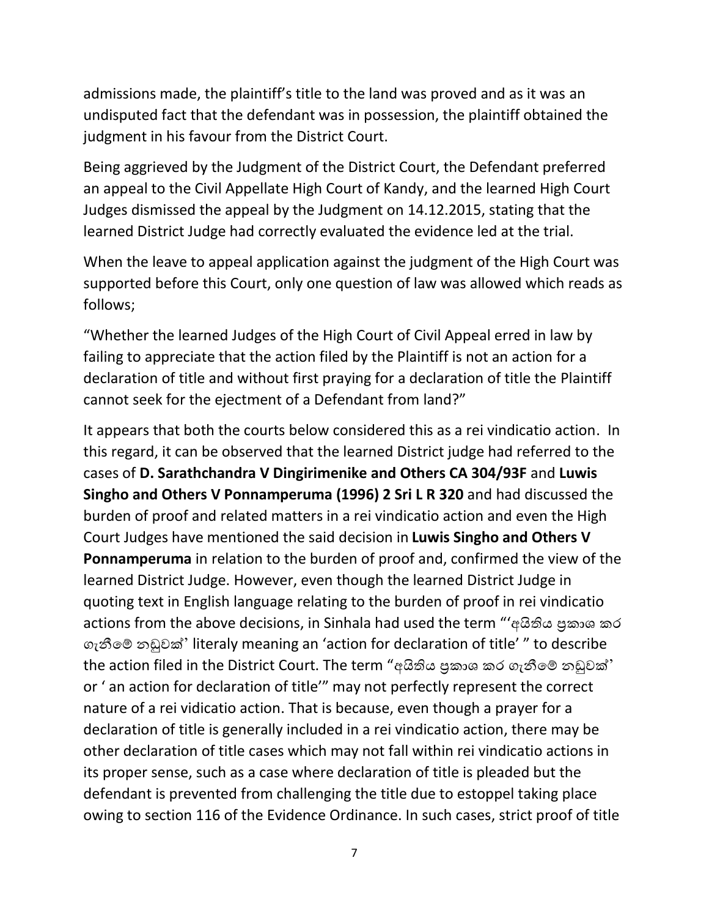admissions made, the plaintiff's title to the land was proved and as it was an undisputed fact that the defendant was in possession, the plaintiff obtained the judgment in his favour from the District Court.

Being aggrieved by the Judgment of the District Court, the Defendant preferred an appeal to the Civil Appellate High Court of Kandy, and the learned High Court Judges dismissed the appeal by the Judgment on 14.12.2015, stating that the learned District Judge had correctly evaluated the evidence led at the trial.

When the leave to appeal application against the judgment of the High Court was supported before this Court, only one question of law was allowed which reads as follows;

"Whether the learned Judges of the High Court of Civil Appeal erred in law by failing to appreciate that the action filed by the Plaintiff is not an action for a declaration of title and without first praying for a declaration of title the Plaintiff cannot seek for the ejectment of a Defendant from land?"

It appears that both the courts below considered this as a rei vindicatio action. In this regard, it can be observed that the learned District judge had referred to the cases of **D. Sarathchandra V Dingirimenike and Others CA 304/93F** and **Luwis Singho and Others V Ponnamperuma (1996) 2 Sri L R 320** and had discussed the burden of proof and related matters in a rei vindicatio action and even the High Court Judges have mentioned the said decision in **Luwis Singho and Others V Ponnamperuma** in relation to the burden of proof and, confirmed the view of the learned District Judge. However, even though the learned District Judge in quoting text in English language relating to the burden of proof in rei vindicatio actions from the above decisions, in Sinhala had used the term "'අයිතිය ප්‍රකාශ කර ගැනීමේ නඩුවක්' literaly meaning an 'action for declaration of title' " to describe the action filed in the District Court. The term "අයිතිය ප්‍රකාශ කර ගැනීමේ නඩුවක්' or ' an action for declaration of title'" may not perfectly represent the correct nature of a rei vidicatio action. That is because, even though a prayer for a declaration of title is generally included in a rei vindicatio action, there may be other declaration of title cases which may not fall within rei vindicatio actions in its proper sense, such as a case where declaration of title is pleaded but the defendant is prevented from challenging the title due to estoppel taking place owing to section 116 of the Evidence Ordinance. In such cases, strict proof of title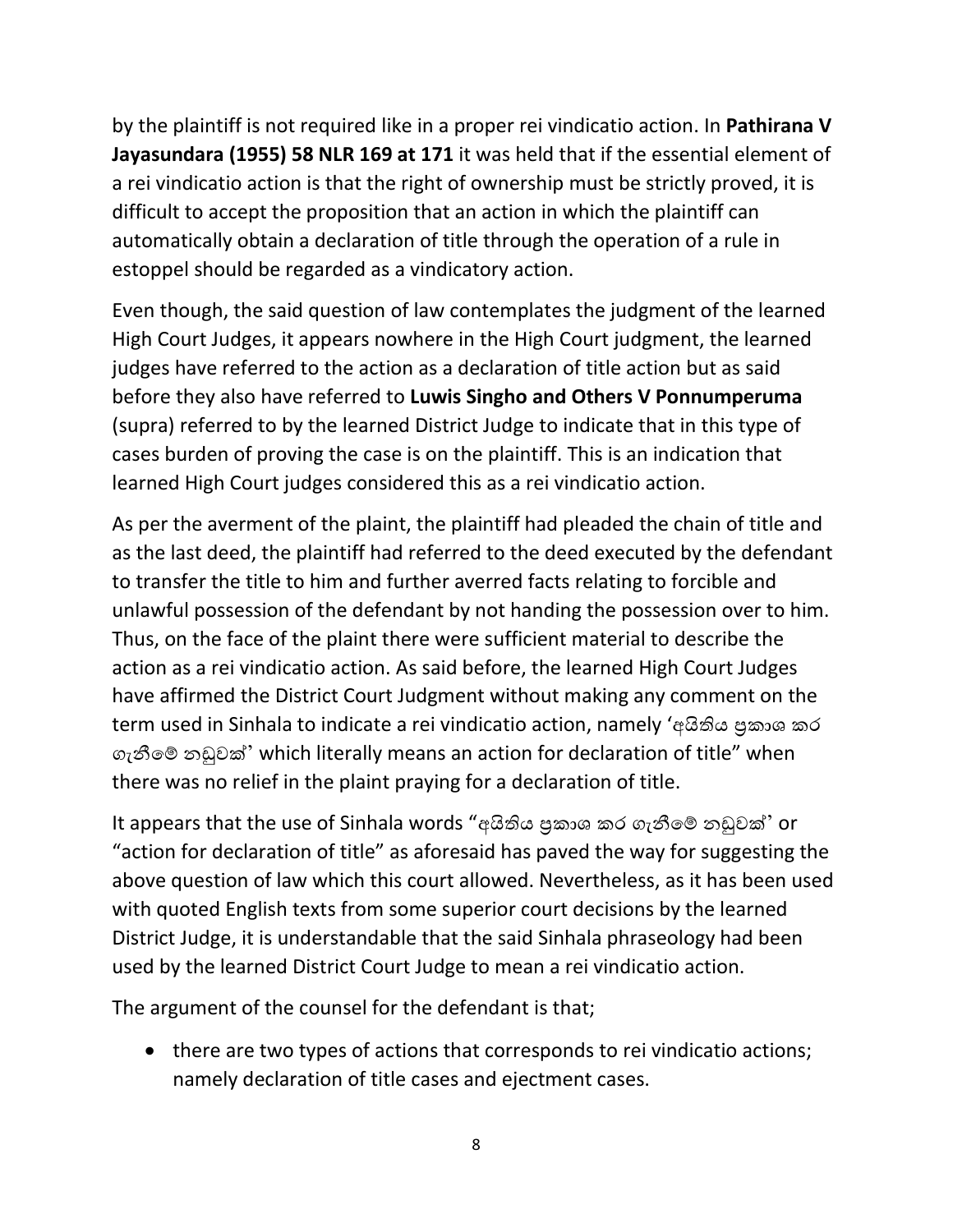by the plaintiff is not required like in a proper rei vindicatio action. In **Pathirana V Jayasundara (1955) 58 NLR 169 at 171** it was held that if the essential element of a rei vindicatio action is that the right of ownership must be strictly proved, it is difficult to accept the proposition that an action in which the plaintiff can automatically obtain a declaration of title through the operation of a rule in estoppel should be regarded as a vindicatory action.

Even though, the said question of law contemplates the judgment of the learned High Court Judges, it appears nowhere in the High Court judgment, the learned judges have referred to the action as a declaration of title action but as said before they also have referred to **Luwis Singho and Others V Ponnumperuma** (supra) referred to by the learned District Judge to indicate that in this type of cases burden of proving the case is on the plaintiff. This is an indication that learned High Court judges considered this as a rei vindicatio action.

As per the averment of the plaint, the plaintiff had pleaded the chain of title and as the last deed, the plaintiff had referred to the deed executed by the defendant to transfer the title to him and further averred facts relating to forcible and unlawful possession of the defendant by not handing the possession over to him. Thus, on the face of the plaint there were sufficient material to describe the action as a rei vindicatio action. As said before, the learned High Court Judges have affirmed the District Court Judgment without making any comment on the term used in Sinhala to indicate a rei vindicatio action, namely 'අයිතිය ප්‍රකාශ කර ගැනීමේ නඩුවක්' which literally means an action for declaration of title" when there was no relief in the plaint praying for a declaration of title.

It appears that the use of Sinhala words "අයිතිය ප්‍රකාශ කර ගැනීමේ නඩුවක්' or "action for declaration of title" as aforesaid has paved the way for suggesting the above question of law which this court allowed. Nevertheless, as it has been used with quoted English texts from some superior court decisions by the learned District Judge, it is understandable that the said Sinhala phraseology had been used by the learned District Court Judge to mean a rei vindicatio action.

The argument of the counsel for the defendant is that;

- there are two types of actions that corresponds to rei vindicatio actions; namely declaration of title cases and ejectment cases.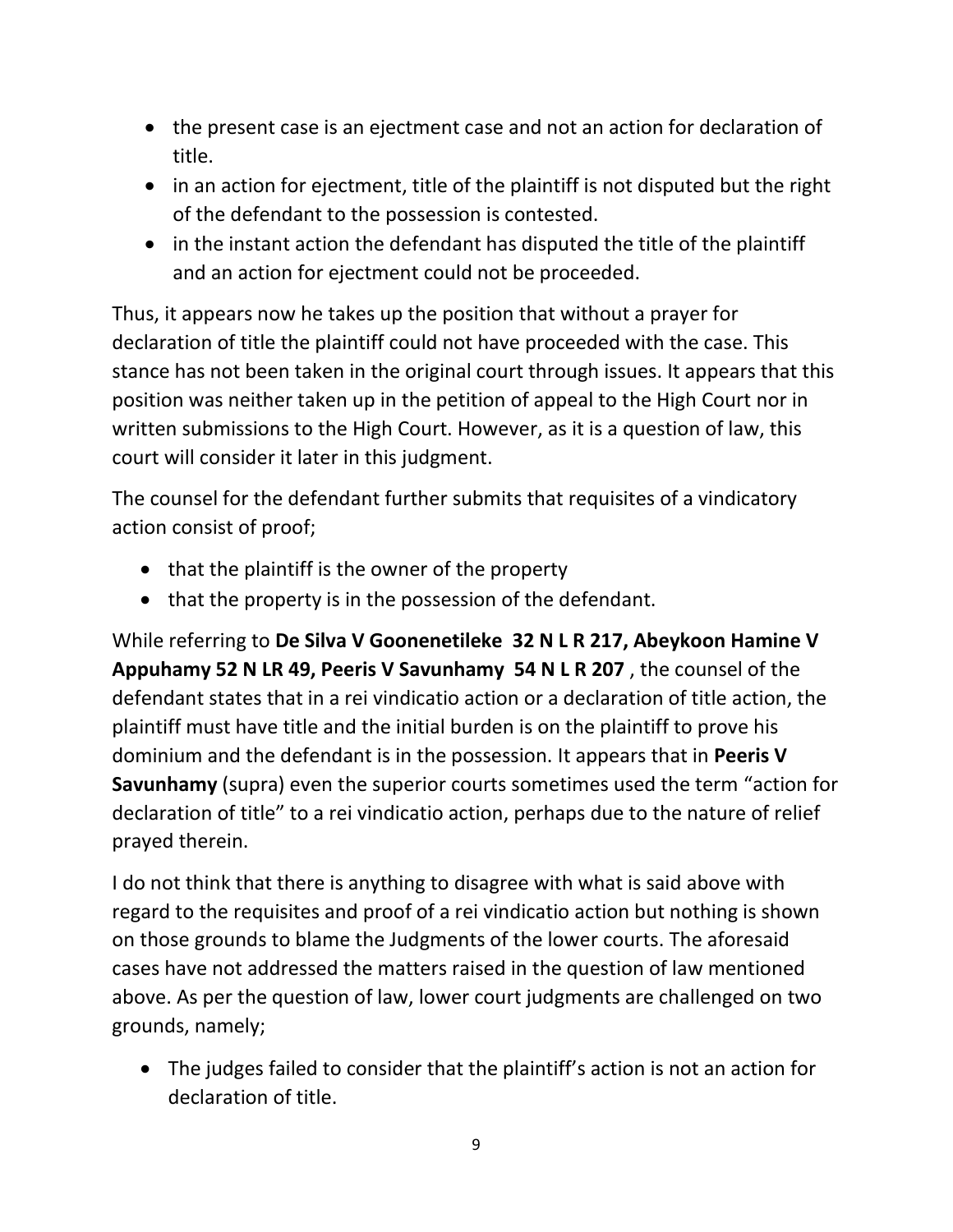- the present case is an ejectment case and not an action for declaration of title.
- in an action for ejectment, title of the plaintiff is not disputed but the right of the defendant to the possession is contested.
- in the instant action the defendant has disputed the title of the plaintiff and an action for ejectment could not be proceeded.

Thus, it appears now he takes up the position that without a prayer for declaration of title the plaintiff could not have proceeded with the case. This stance has not been taken in the original court through issues. It appears that this position was neither taken up in the petition of appeal to the High Court nor in written submissions to the High Court. However, as it is a question of law, this court will consider it later in this judgment.

The counsel for the defendant further submits that requisites of a vindicatory action consist of proof;

- that the plaintiff is the owner of the property
- that the property is in the possession of the defendant.

While referring to **De Silva V Goonenetileke 32 N L R 217, Abeykoon Hamine V Appuhamy 52 N LR 49, Peeris V Savunhamy 54 N L R 207** , the counsel of the defendant states that in a rei vindicatio action or a declaration of title action, the plaintiff must have title and the initial burden is on the plaintiff to prove his dominium and the defendant is in the possession. It appears that in **Peeris V Savunhamy** (supra) even the superior courts sometimes used the term "action for declaration of title" to a rei vindicatio action, perhaps due to the nature of relief prayed therein.

I do not think that there is anything to disagree with what is said above with regard to the requisites and proof of a rei vindicatio action but nothing is shown on those grounds to blame the Judgments of the lower courts. The aforesaid cases have not addressed the matters raised in the question of law mentioned above. As per the question of law, lower court judgments are challenged on two grounds, namely;

- The judges failed to consider that the plaintiff's action is not an action for declaration of title.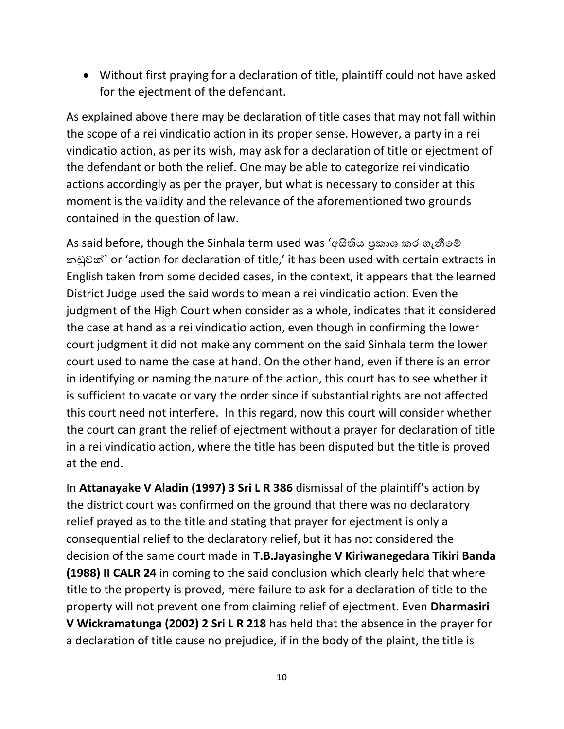- Without first praying for a declaration of title, plaintiff could not have asked for the ejectment of the defendant.

As explained above there may be declaration of title cases that may not fall within the scope of a rei vindicatio action in its proper sense. However, a party in a rei vindicatio action, as per its wish, may ask for a declaration of title or ejectment of the defendant or both the relief. One may be able to categorize rei vindicatio actions accordingly as per the prayer, but what is necessary to consider at this moment is the validity and the relevance of the aforementioned two grounds contained in the question of law.

As said before, though the Sinhala term used was 'අයිතිය ප්‍රකාශ කර ගැනීමේ නඩුවක්' or 'action for declaration of title,' it has been used with certain extracts in English taken from some decided cases, in the context, it appears that the learned District Judge used the said words to mean a rei vindicatio action. Even the judgment of the High Court when consider as a whole, indicates that it considered the case at hand as a rei vindicatio action, even though in confirming the lower court judgment it did not make any comment on the said Sinhala term the lower court used to name the case at hand. On the other hand, even if there is an error in identifying or naming the nature of the action, this court has to see whether it is sufficient to vacate or vary the order since if substantial rights are not affected this court need not interfere. In this regard, now this court will consider whether the court can grant the relief of ejectment without a prayer for declaration of title in a rei vindicatio action, where the title has been disputed but the title is proved at the end.

In **Attanayake V Aladin (1997) 3 Sri L R 386** dismissal of the plaintiff's action by the district court was confirmed on the ground that there was no declaratory relief prayed as to the title and stating that prayer for ejectment is only a consequential relief to the declaratory relief, but it has not considered the decision of the same court made in **T.B.Jayasinghe V Kiriwanegedara Tikiri Banda (1988) II CALR 24** in coming to the said conclusion which clearly held that where title to the property is proved, mere failure to ask for a declaration of title to the property will not prevent one from claiming relief of ejectment. Even **Dharmasiri V Wickramatunga (2002) 2 Sri L R 218** has held that the absence in the prayer for a declaration of title cause no prejudice, if in the body of the plaint, the title is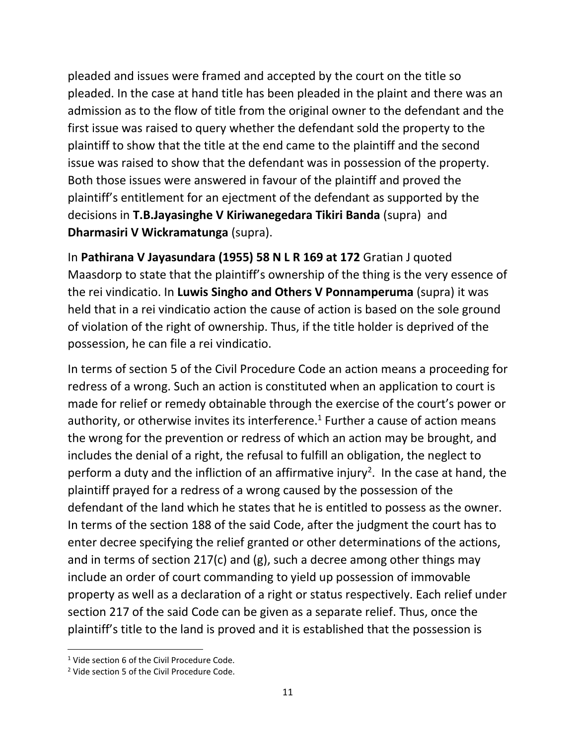pleaded and issues were framed and accepted by the court on the title so pleaded. In the case at hand title has been pleaded in the plaint and there was an admission as to the flow of title from the original owner to the defendant and the first issue was raised to query whether the defendant sold the property to the plaintiff to show that the title at the end came to the plaintiff and the second issue was raised to show that the defendant was in possession of the property. Both those issues were answered in favour of the plaintiff and proved the plaintiff's entitlement for an ejectment of the defendant as supported by the decisions in **T.B.Jayasinghe V Kiriwanegedara Tikiri Banda** (supra) and **Dharmasiri V Wickramatunga** (supra).

In **Pathirana V Jayasundara (1955) 58 N L R 169 at 172** Gratian J quoted Maasdorp to state that the plaintiff's ownership of the thing is the very essence of the rei vindicatio. In **Luwis Singho and Others V Ponnamperuma** (supra) it was held that in a rei vindicatio action the cause of action is based on the sole ground of violation of the right of ownership. Thus, if the title holder is deprived of the possession, he can file a rei vindicatio.

In terms of section 5 of the Civil Procedure Code an action means a proceeding for redress of a wrong. Such an action is constituted when an application to court is made for relief or remedy obtainable through the exercise of the court's power or authority, or otherwise invites its interference.[1] Further a cause of action means the wrong for the prevention or redress of which an action may be brought, and includes the denial of a right, the refusal to fulfill an obligation, the neglect to perform a duty and the infliction of an affirmative injury[2]. In the case at hand, the plaintiff prayed for a redress of a wrong caused by the possession of the defendant of the land which he states that he is entitled to possess as the owner. In terms of the section 188 of the said Code, after the judgment the court has to enter decree specifying the relief granted or other determinations of the actions, and in terms of section 217(c) and (g), such a decree among other things may include an order of court commanding to yield up possession of immovable property as well as a declaration of a right or status respectively. Each relief under section 217 of the said Code can be given as a separate relief. Thus, once the plaintiff's title to the land is proved and it is established that the possession is

---

[1] Vide section 6 of the Civil Procedure Code.

[2] Vide section 5 of the Civil Procedure Code.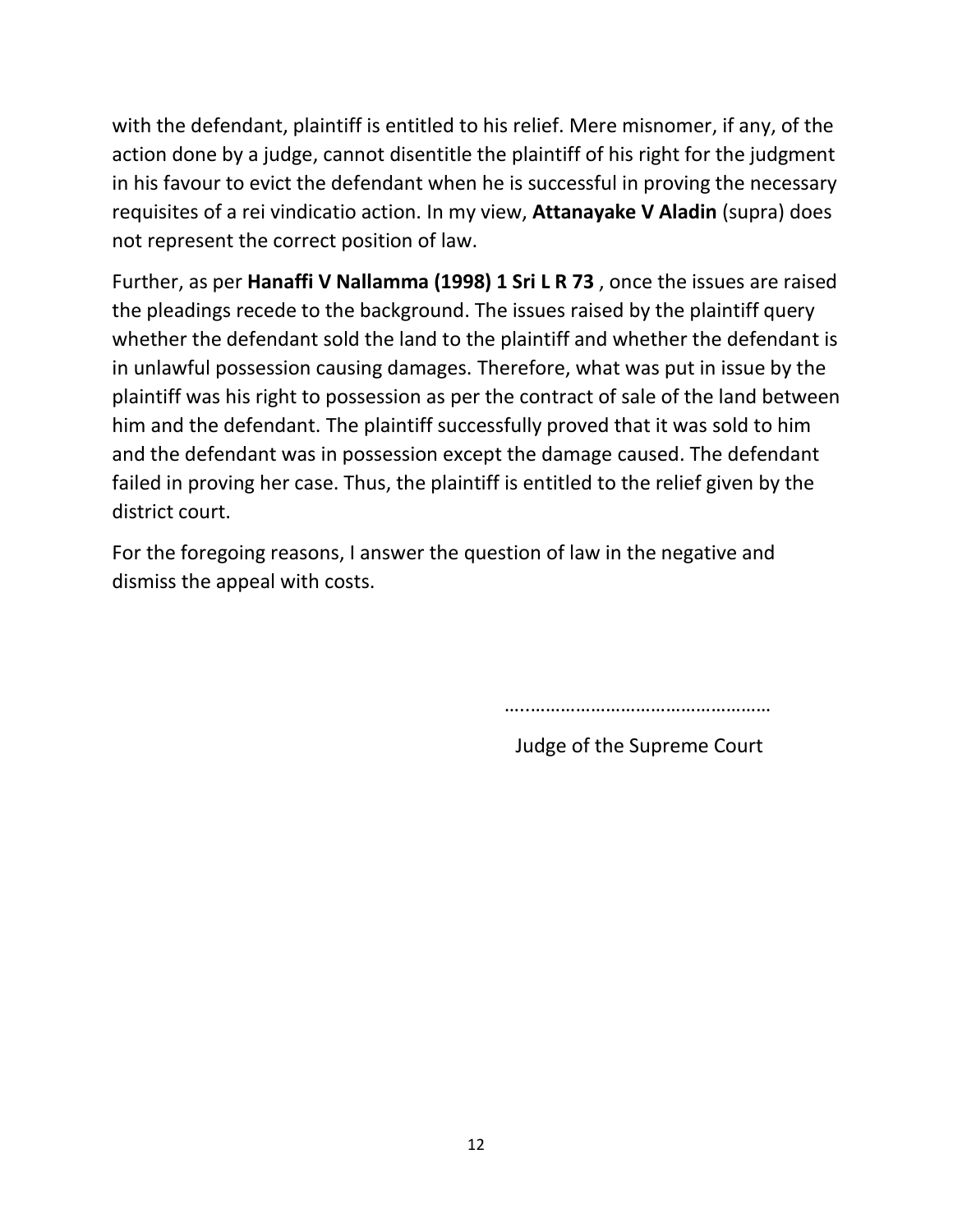with the defendant, plaintiff is entitled to his relief. Mere misnomer, if any, of the action done by a judge, cannot disentitle the plaintiff of his right for the judgment in his favour to evict the defendant when he is successful in proving the necessary requisites of a rei vindicatio action. In my view, **Attanayake V Aladin** (supra) does not represent the correct position of law.

Further, as per **Hanaffi V Nallamma (1998) 1 Sri L R 73** , once the issues are raised the pleadings recede to the background. The issues raised by the plaintiff query whether the defendant sold the land to the plaintiff and whether the defendant is in unlawful possession causing damages. Therefore, what was put in issue by the plaintiff was his right to possession as per the contract of sale of the land between him and the defendant. The plaintiff successfully proved that it was sold to him and the defendant was in possession except the damage caused. The defendant failed in proving her case. Thus, the plaintiff is entitled to the relief given by the district court.

For the foregoing reasons, I answer the question of law in the negative and dismiss the appeal with costs.

…...............................................

Judge of the Supreme Court